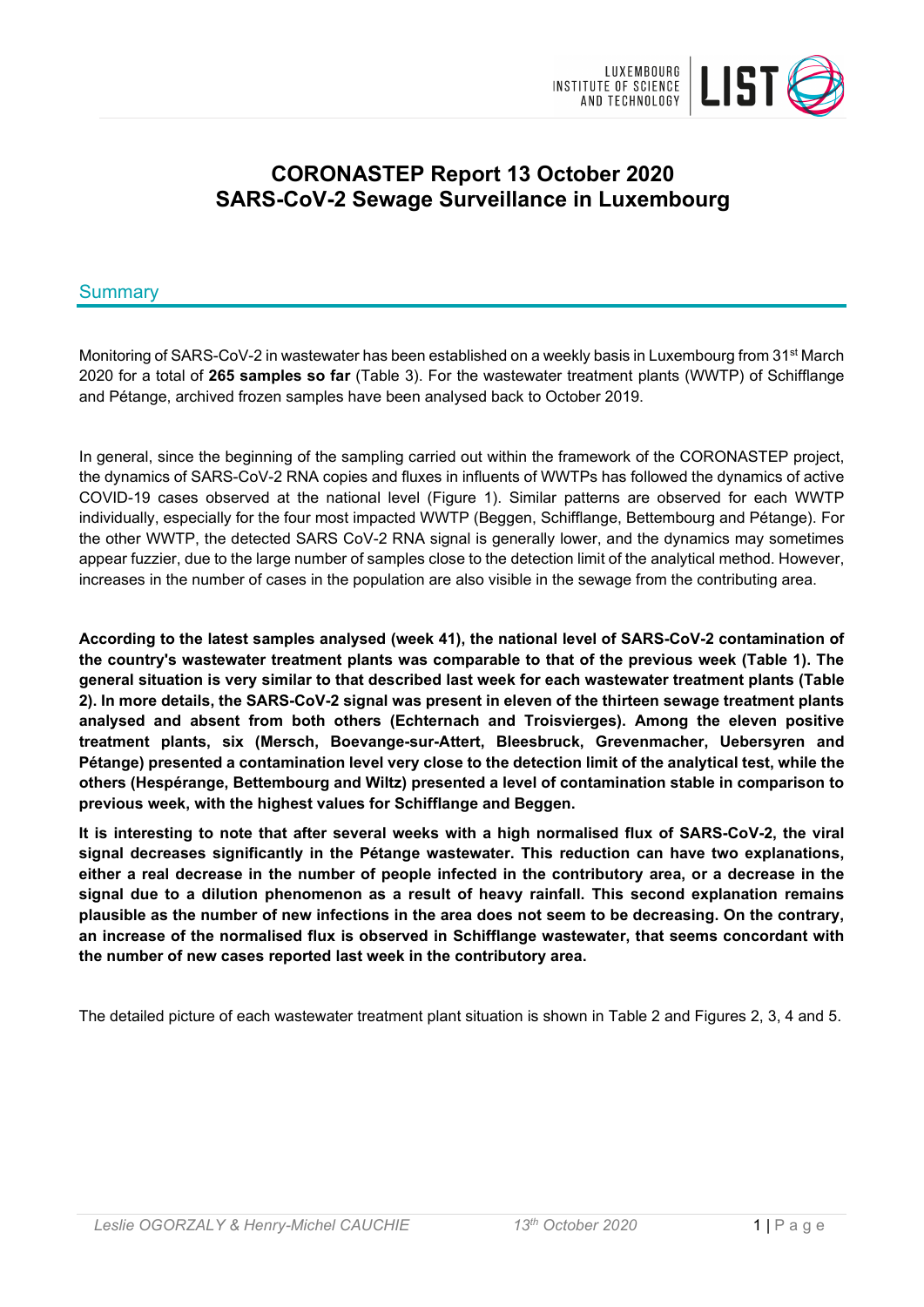# CORONASTEP Report 13 October 2020
# SARS-CoV-2 Sewage Surveillance in Luxembourg

## Summary

Monitoring of SARS-CoV-2 in wastewater has been established on a weekly basis in Luxembourg from 31st March 2020 for a total of **265 samples so far** (Table 3). For the wastewater treatment plants (WWTP) of Schifflange and Pétange, archived frozen samples have been analysed back to October 2019.

In general, since the beginning of the sampling carried out within the framework of the CORONASTEP project, the dynamics of SARS-CoV-2 RNA copies and fluxes in influents of WWTPs has followed the dynamics of active COVID-19 cases observed at the national level (Figure 1). Similar patterns are observed for each WWTP individually, especially for the four most impacted WWTP (Beggen, Schifflange, Bettembourg and Pétange). For the other WWTP, the detected SARS CoV-2 RNA signal is generally lower, and the dynamics may sometimes appear fuzzier, due to the large number of samples close to the detection limit of the analytical method. However, increases in the number of cases in the population are also visible in the sewage from the contributing area.

**According to the latest samples analysed (week 41), the national level of SARS-CoV-2 contamination of the country's wastewater treatment plants was comparable to that of the previous week (Table 1). The general situation is very similar to that described last week for each wastewater treatment plants (Table 2). In more details, the SARS-CoV-2 signal was present in eleven of the thirteen sewage treatment plants analysed and absent from both others (Echternach and Troisvierges). Among the eleven positive treatment plants, six (Mersch, Boevange-sur-Attert, Bleesbruck, Grevenmacher, Uebersyren and Pétange) presented a contamination level very close to the detection limit of the analytical test, while the others (Hespérange, Bettembourg and Wiltz) presented a level of contamination stable in comparison to previous week, with the highest values for Schifflange and Beggen.**

**It is interesting to note that after several weeks with a high normalised flux of SARS-CoV-2, the viral signal decreases significantly in the Pétange wastewater. This reduction can have two explanations, either a real decrease in the number of people infected in the contributory area, or a decrease in the signal due to a dilution phenomenon as a result of heavy rainfall. This second explanation remains plausible as the number of new infections in the area does not seem to be decreasing. On the contrary, an increase of the normalised flux is observed in Schifflange wastewater, that seems concordant with the number of new cases reported last week in the contributory area.**

The detailed picture of each wastewater treatment plant situation is shown in Table 2 and Figures 2, 3, 4 and 5.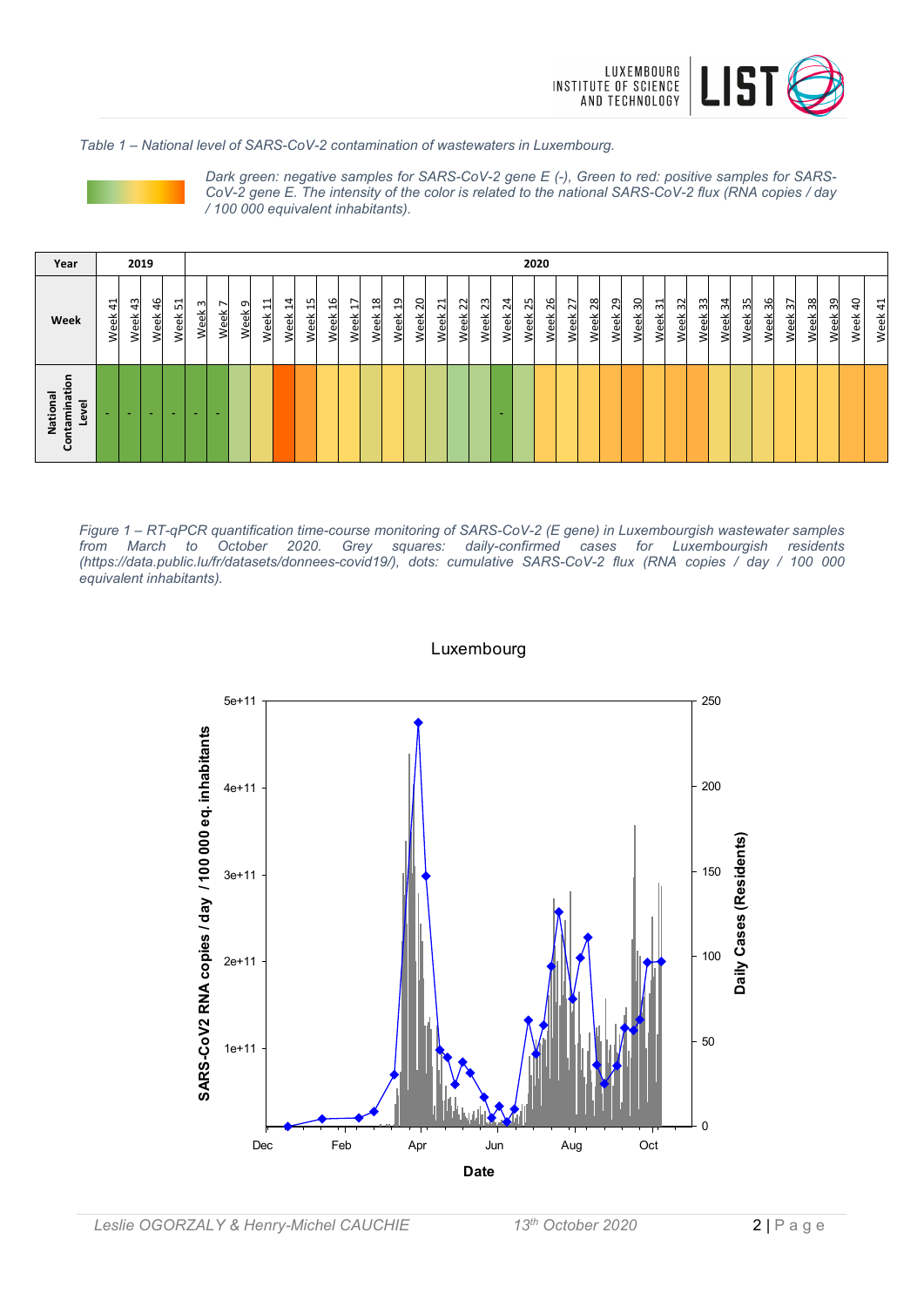*Table 1 – National level of SARS-CoV-2 contamination of wastewaters in Luxembourg.*

*Dark green: negative samples for SARS-CoV-2 gene E (-), Green to red: positive samples for SARS-CoV-2 gene E. The intensity of the color is related to the national SARS-CoV-2 flux (RNA copies / day / 100 000 equivalent inhabitants).*

| Year | 2019 | | | | 2020 | | | | | | | | | | | | | | | | | | | | | | | | | | | | | | | | | |
|---|---|---|---|---|---|---|---|---|---|---|---|---|---|---|---|---|---|---|---|---|---|---|---|---|---|---|---|---|---|---|---|---|---|---|---|---|---|---|
| Week | Week 41 | Week 43 | Week 46 | Week 51 | Week 3 | Week 7 | Week 9 | Week 11 | Week 14 | Week 15 | Week 16 | Week 17 | Week 18 | Week 19 | Week 20 | Week 21 | Week 22 | Week 23 | Week 24 | Week 25 | Week 26 | Week 27 | Week 28 | Week 29 | Week 30 | Week 31 | Week 32 | Week 33 | Week 34 | Week 35 | Week 36 | Week 37 | Week 38 | Week 39 | Week 40 | Week 41 |
| National Contamination Level | - | - | - | - | - | - | | | | | | | | | | | | | - | | | | | | | | | | | | | | | | | |

*Figure 1 – RT-qPCR quantification time-course monitoring of SARS-CoV-2 (E gene) in Luxembourgish wastewater samples from March to October 2020. Grey squares: daily-confirmed cases for Luxembourgish residents (https://data.public.lu/fr/datasets/donnees-covid19/), dots: cumulative SARS-CoV-2 flux (RNA copies / day / 100 000 equivalent inhabitants).*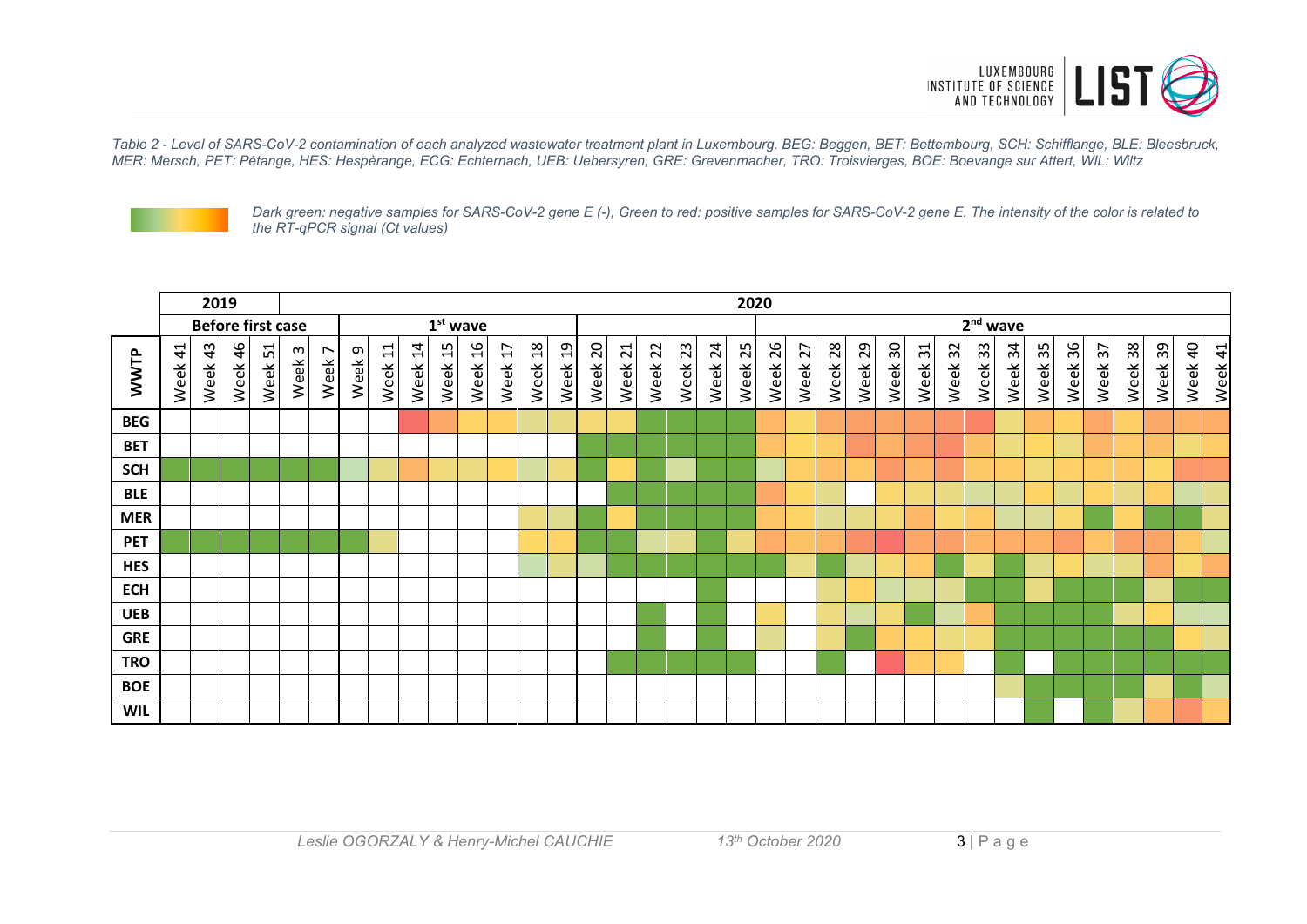*Table 2 - Level of SARS-CoV-2 contamination of each analyzed wastewater treatment plant in Luxembourg. BEG: Beggen, BET: Bettembourg, SCH: Schifflange, BLE: Bleesbruck, MER: Mersch, PET: Pétange, HES: Hespèrange, ECG: Echternach, UEB: Uebersyren, GRE: Grevenmacher, TRO: Troisvierges, BOE: Boevange sur Attert, WIL: Wiltz*

*Dark green: negative samples for SARS-CoV-2 gene E (-), Green to red: positive samples for SARS-CoV-2 gene E. The intensity of the color is related to the RT-qPCR signal (Ct values)*

| | 2019 | | | | 2020 | | | | | | | | | | | | | | | | | | | | | | | | | | | | | | | | | | | |
|---|---|---|---|---|---|---|---|---|---|---|---|---|---|---|---|---|---|---|---|---|---|---|---|---|---|---|---|---|---|---|---|---|---|---|---|---|---|---|---|---|
| | Before first case | | | | | | 1st wave | | | | | | | | | | | | | | 2nd wave | | | | | | | | | | | | | | | | | | | |
| WWTP | Week 41 | Week 43 | Week 46 | Week 51 | Week 3 | Week 7 | Week 9 | Week 11 | Week 14 | Week 15 | Week 16 | Week 17 | Week 18 | Week 19 | Week 20 | Week 21 | Week 22 | Week 23 | Week 24 | Week 25 | Week 26 | Week 27 | Week 28 | Week 29 | Week 30 | Week 31 | Week 32 | Week 33 | Week 34 | Week 35 | Week 36 | Week 37 | Week 38 | Week 39 | Week 40 | Week 41 |
| BEG | | | | | | | | | | | | | | | | | | | | | | | | | | | | | | | | | | | | |
| BET | | | | | | | | | | | | | | | | | | | | | | | | | | | | | | | | | | | | |
| SCH | | | | | | | | | | | | | | | | | | | | | | | | | | | | | | | | | | | | |
| BLE | | | | | | | | | | | | | | | | | | | | | | | | | | | | | | | | | | | | |
| MER | | | | | | | | | | | | | | | | | | | | | | | | | | | | | | | | | | | | |
| PET | | | | | | | | | | | | | | | | | | | | | | | | | | | | | | | | | | | | |
| HES | | | | | | | | | | | | | | | | | | | | | | | | | | | | | | | | | | | | |
| ECH | | | | | | | | | | | | | | | | | | | | | | | | | | | | | | | | | | | | |
| UEB | | | | | | | | | | | | | | | | | | | | | | | | | | | | | | | | | | | | |
| GRE | | | | | | | | | | | | | | | | | | | | | | | | | | | | | | | | | | | | |
| TRO | | | | | | | | | | | | | | | | | | | | | | | | | | | | | | | | | | | | |
| BOE | | | | | | | | | | | | | | | | | | | | | | | | | | | | | | | | | | | | |
| WIL | | | | | | | | | | | | | | | | | | | | | | | | | | | | | | | | | | | | |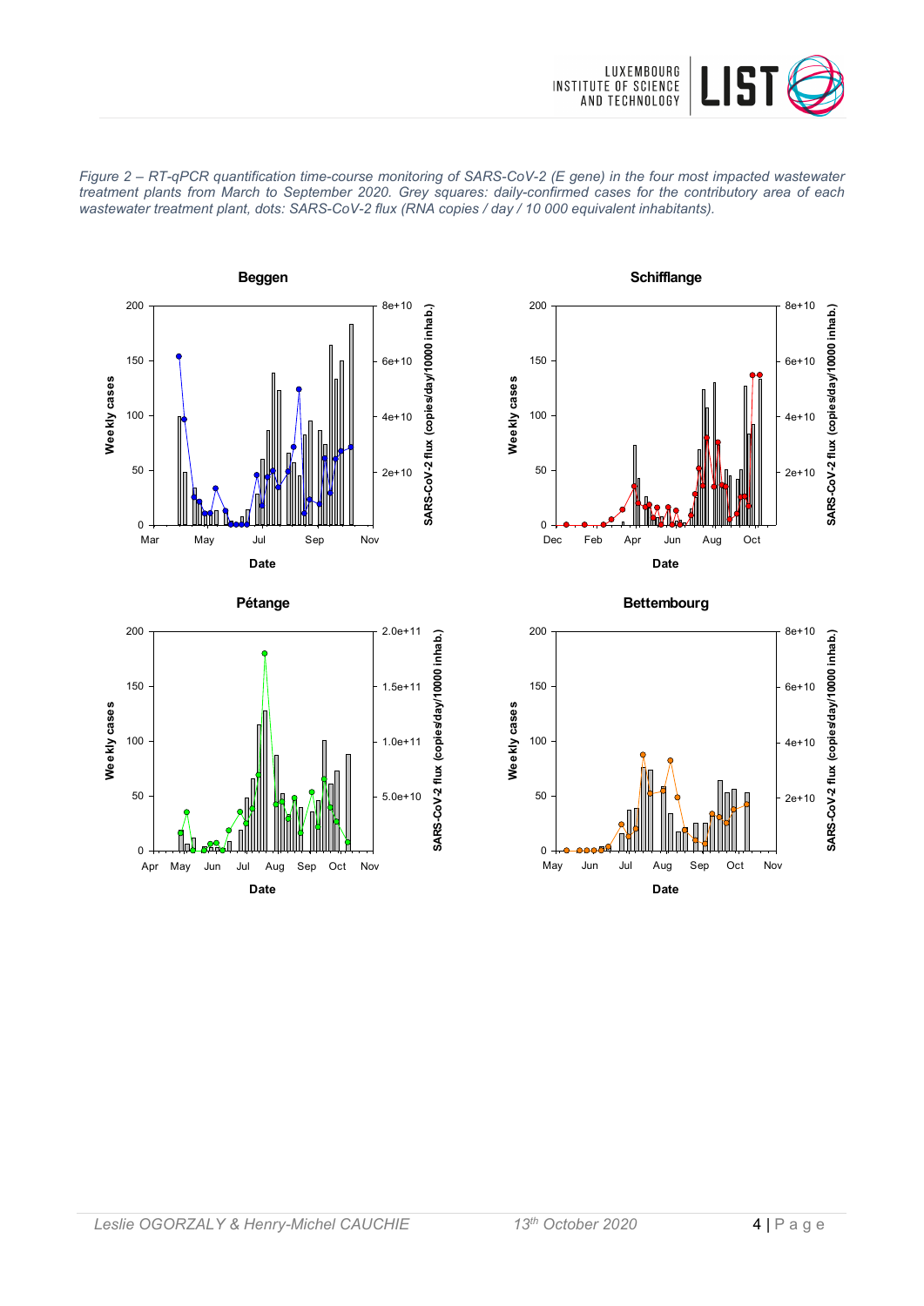*Figure 2 – RT-qPCR quantification time-course monitoring of SARS-CoV-2 (E gene) in the four most impacted wastewater treatment plants from March to September 2020. Grey squares: daily-confirmed cases for the contributory area of each wastewater treatment plant, dots: SARS-CoV-2 flux (RNA copies / day / 10 000 equivalent inhabitants).*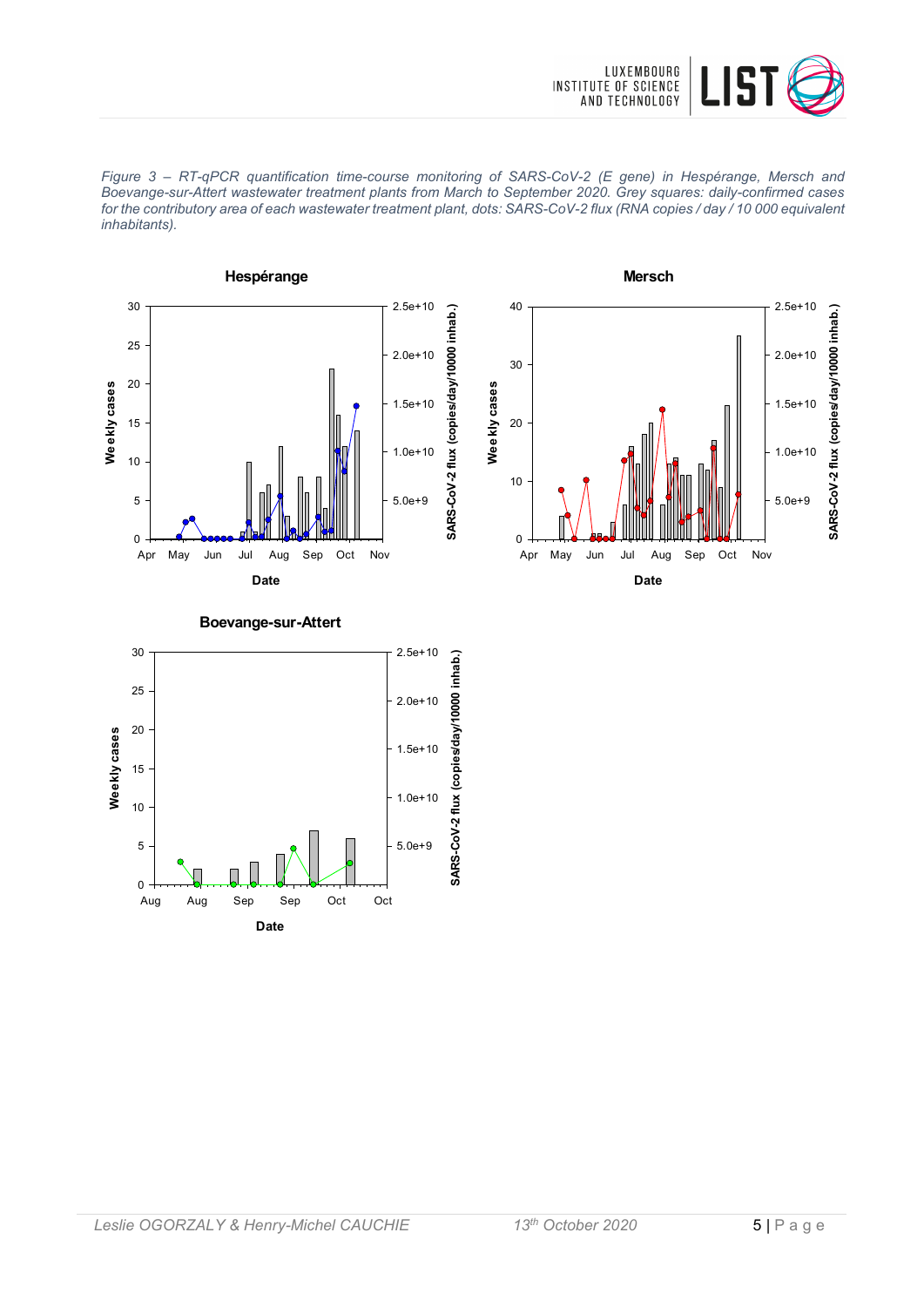*Figure 3 – RT-qPCR quantification time-course monitoring of SARS-CoV-2 (E gene) in Hespérange, Mersch and Boevange-sur-Attert wastewater treatment plants from March to September 2020. Grey squares: daily-confirmed cases for the contributory area of each wastewater treatment plant, dots: SARS-CoV-2 flux (RNA copies / day / 10 000 equivalent inhabitants).*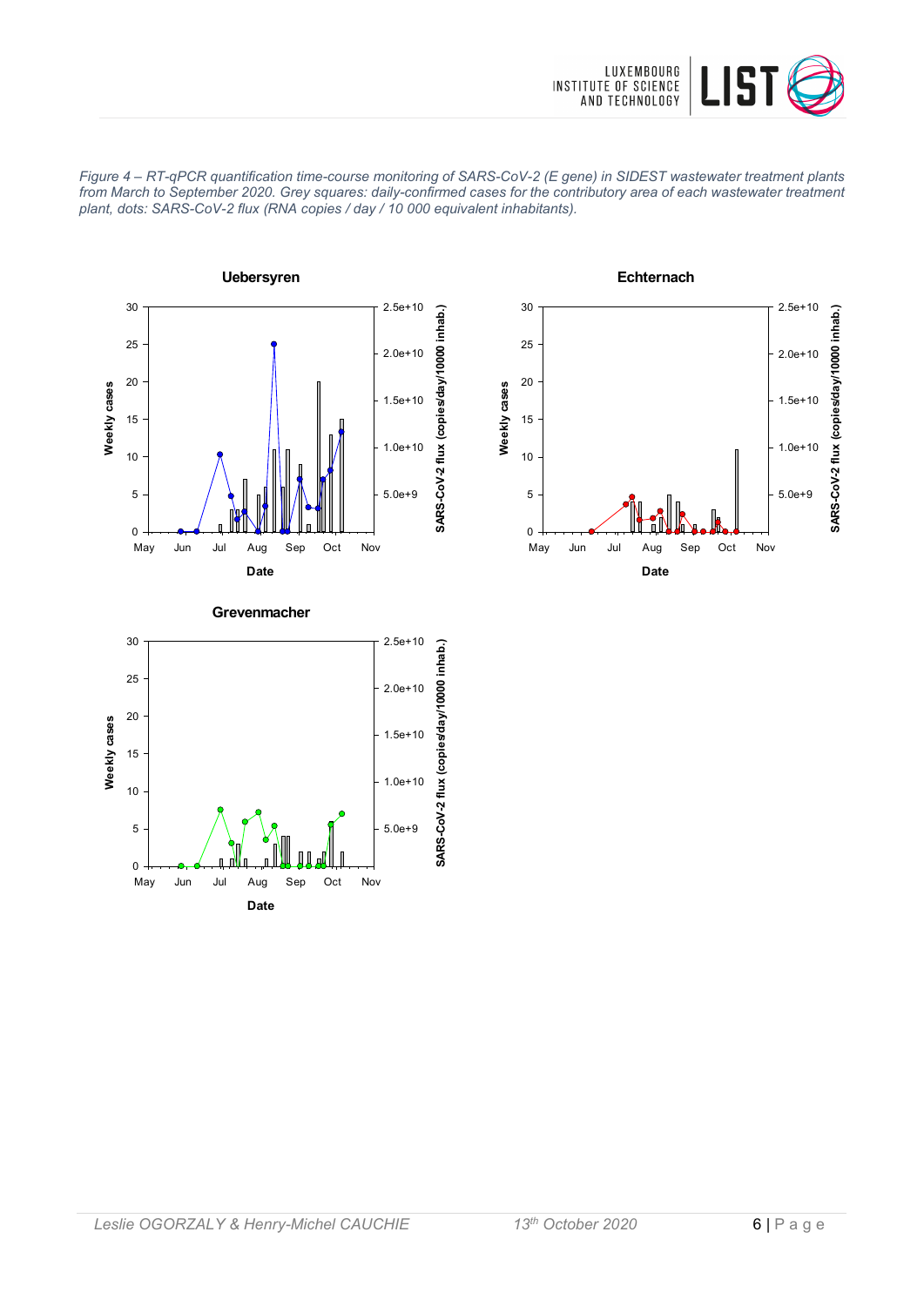*Figure 4 – RT-qPCR quantification time-course monitoring of SARS-CoV-2 (E gene) in SIDEST wastewater treatment plants from March to September 2020. Grey squares: daily-confirmed cases for the contributory area of each wastewater treatment plant, dots: SARS-CoV-2 flux (RNA copies / day / 10 000 equivalent inhabitants).*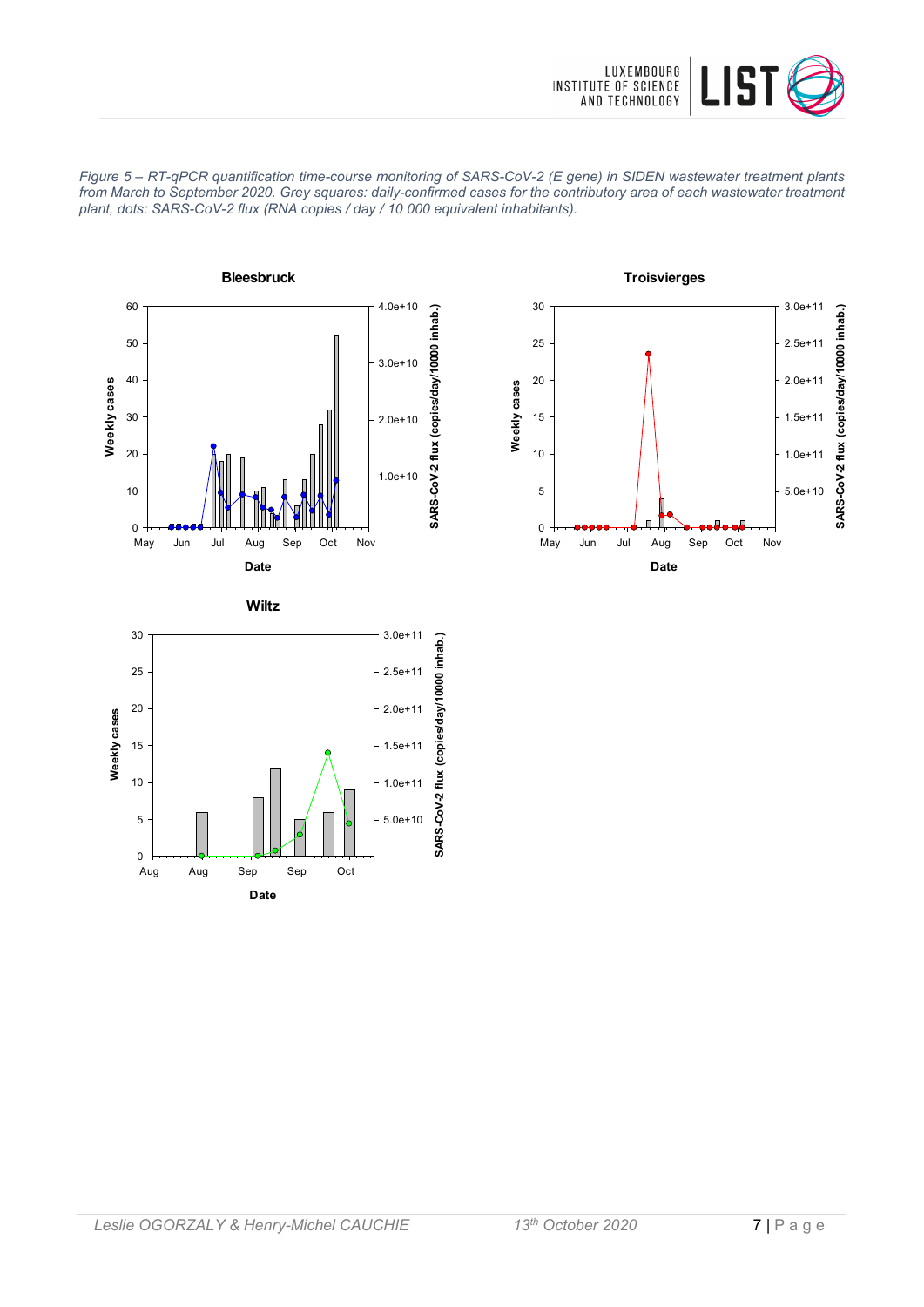*Figure 5 – RT-qPCR quantification time-course monitoring of SARS-CoV-2 (E gene) in SIDEN wastewater treatment plants from March to September 2020. Grey squares: daily-confirmed cases for the contributory area of each wastewater treatment plant, dots: SARS-CoV-2 flux (RNA copies / day / 10 000 equivalent inhabitants).*

**Bleesbruck**

**Troisvierges**

**Wiltz**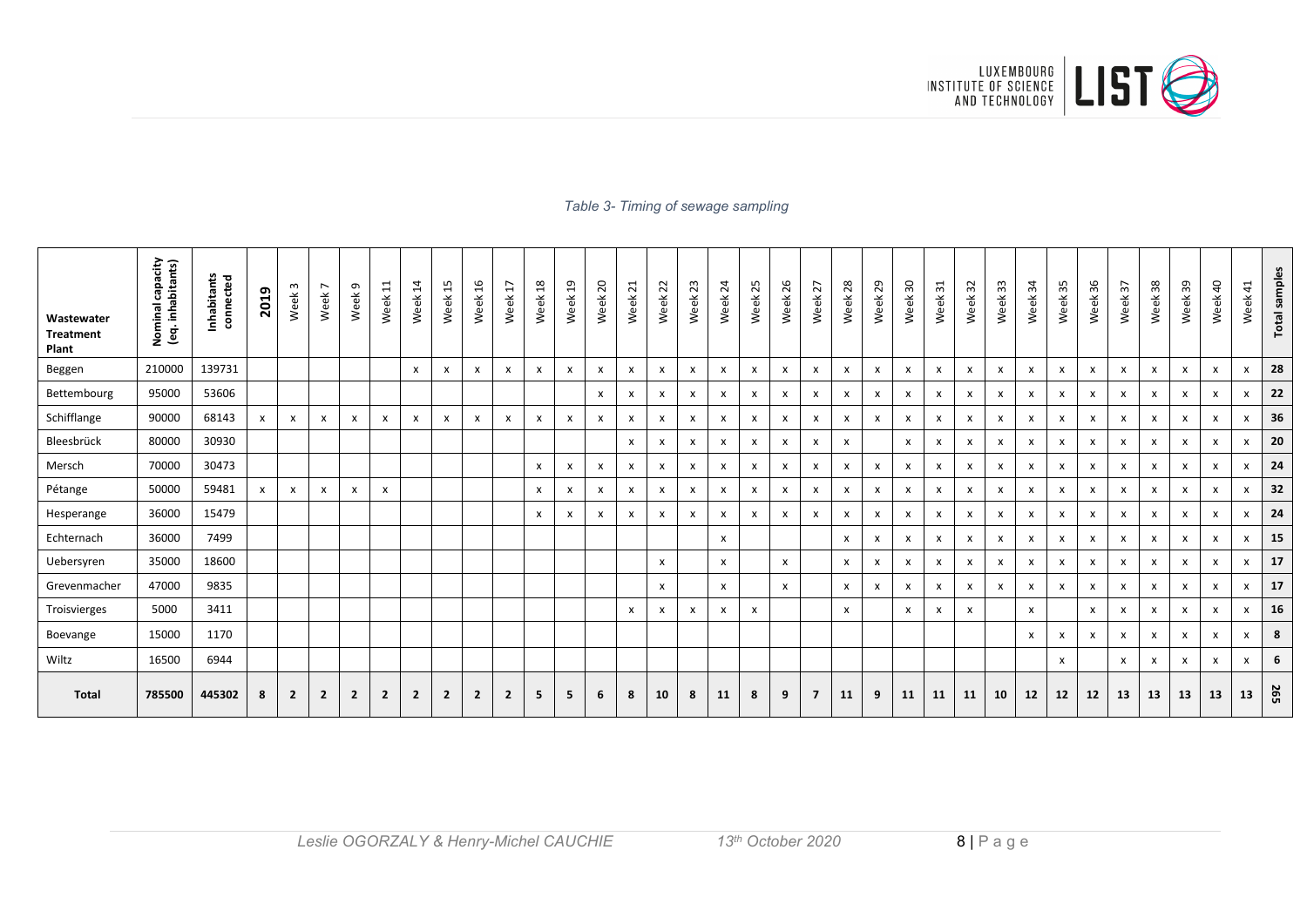*Table 3- Timing of sewage sampling*

| Wastewater Treatment Plant | Nominal capacity (eq. inhabitants) | Inhabitants connected | 2019 | Week 3 | Week 7 | Week 9 | Week 11 | Week 14 | Week 15 | Week 16 | Week 17 | Week 18 | Week 19 | Week 20 | Week 21 | Week 22 | Week 23 | Week 24 | Week 25 | Week 26 | Week 27 | Week 28 | Week 29 | Week 30 | Week 31 | Week 32 | Week 33 | Week 34 | Week 35 | Week 36 | Week 37 | Week 38 | Week 39 | Week 40 | Week 41 | Total samples |
|---|---|---|---|---|---|---|---|---|---|---|---|---|---|---|---|---|---|---|---|---|---|---|---|---|---|---|---|---|---|---|---|---|---|---|---|---|
| Beggen | 210000 | 139731 | | | | | | x | x | x | x | x | x | x | x | x | x | x | x | x | x | x | x | x | x | x | x | x | x | x | x | x | x | x | x | 28 |
| Bettembourg | 95000 | 53606 | | | | | | | | | | | | x | x | x | x | x | x | x | x | x | x | x | x | x | x | x | x | x | x | x | x | x | x | 22 |
| Schifflange | 90000 | 68143 | x | x | x | x | x | x | x | x | x | x | x | x | x | x | x | x | x | x | x | x | x | x | x | x | x | x | x | x | x | x | x | x | x | 36 |
| Bleesbrück | 80000 | 30930 | | | | | | | | | | | | | x | x | x | x | x | x | x | x | | x | x | x | x | x | x | x | x | x | x | x | x | 20 |
| Mersch | 70000 | 30473 | | | | | | | | | | x | x | x | x | x | x | x | x | x | x | x | x | x | x | x | x | x | x | x | x | x | x | x | x | 24 |
| Pétange | 50000 | 59481 | x | x | x | x | x | | | | | x | x | x | x | x | x | x | x | x | x | x | x | x | x | x | x | x | x | x | x | x | x | x | x | 24 |
| Hesperange | 36000 | 15479 | | | | | | | | | | x | x | x | x | x | x | x | x | x | x | x | x | x | x | x | x | x | x | x | x | x | x | x | x | 24 |
| Echternach | 36000 | 7499 | | | | | | | | | | | | | | | | x | | | | x | x | x | x | x | x | x | x | x | x | x | x | x | x | 15 |
| Uebersyren | 35000 | 18600 | | | | | | | | | | | | | | x | | x | | x | | x | x | x | x | x | x | x | x | x | x | x | x | x | x | 17 |
| Grevenmacher | 47000 | 9835 | | | | | | | | | | | | | | x | | x | | x | | x | x | x | x | x | x | x | x | x | x | x | x | x | x | 17 |
| Troisvierges | 5000 | 3411 | | | | | | | | | | | | | x | x | x | x | x | | | x | | x | x | x | | x | | x | x | x | x | x | x | 16 |
| Boevange | 15000 | 1170 | | | | | | | | | | | | | | | | | | | | | | | | | | x | x | x | x | x | x | x | x | 8 |
| Wiltz | 16500 | 6944 | | | | | | | | | | | | | | | | | | | | | | | | | | | x | | x | x | x | x | x | 6 |
| **Total** | **785500** | **445302** | **8** | **2** | **2** | **2** | **2** | **2** | **2** | **2** | **2** | **5** | **5** | **6** | **8** | **10** | **8** | **11** | **8** | **9** | **7** | **11** | **9** | **11** | **11** | **11** | **10** | **12** | **12** | **12** | **13** | **13** | **13** | **13** | **13** | **265** |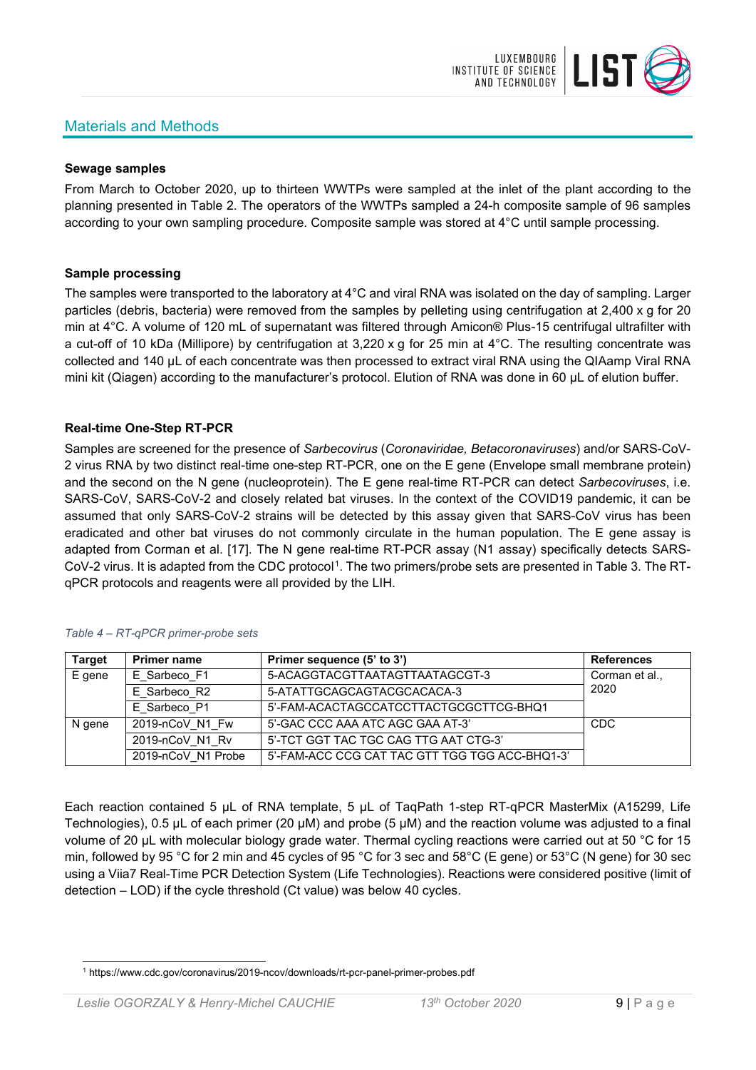## Materials and Methods

**Sewage samples**

From March to October 2020, up to thirteen WWTPs were sampled at the inlet of the plant according to the planning presented in Table 2. The operators of the WWTPs sampled a 24-h composite sample of 96 samples according to your own sampling procedure. Composite sample was stored at 4°C until sample processing.

**Sample processing**

The samples were transported to the laboratory at 4°C and viral RNA was isolated on the day of sampling. Larger particles (debris, bacteria) were removed from the samples by pelleting using centrifugation at 2,400 x g for 20 min at 4°C. A volume of 120 mL of supernatant was filtered through Amicon® Plus-15 centrifugal ultrafilter with a cut-off of 10 kDa (Millipore) by centrifugation at 3,220 x g for 25 min at 4°C. The resulting concentrate was collected and 140 µL of each concentrate was then processed to extract viral RNA using the QIAamp Viral RNA mini kit (Qiagen) according to the manufacturer's protocol. Elution of RNA was done in 60 µL of elution buffer.

**Real-time One-Step RT-PCR**

Samples are screened for the presence of *Sarbecovirus* (*Coronaviridae, Betacoronaviruses*) and/or SARS-CoV-2 virus RNA by two distinct real-time one-step RT-PCR, one on the E gene (Envelope small membrane protein) and the second on the N gene (nucleoprotein). The E gene real-time RT-PCR can detect *Sarbecoviruses*, i.e. SARS-CoV, SARS-CoV-2 and closely related bat viruses. In the context of the COVID19 pandemic, it can be assumed that only SARS-CoV-2 strains will be detected by this assay given that SARS-CoV virus has been eradicated and other bat viruses do not commonly circulate in the human population. The E gene assay is adapted from Corman et al. [17]. The N gene real-time RT-PCR assay (N1 assay) specifically detects SARS-CoV-2 virus. It is adapted from the CDC protocol[1]. The two primers/probe sets are presented in Table 3. The RT-qPCR protocols and reagents were all provided by the LIH.

*Table 4 – RT-qPCR primer-probe sets*

| Target | Primer name | Primer sequence (5' to 3') | References |
|---|---|---|---|
| E gene | E_Sarbeco_F1 | 5-ACAGGTACGTTAATAGTTAATAGCGT-3 | Corman et al., 2020 |
| | E_Sarbeco_R2 | 5-ATATTGCAGCAGTACGCACACA-3 | |
| | E_Sarbeco_P1 | 5'-FAM-ACACTAGCCATCCTTACTGCGCTTCG-BHQ1 | |
| N gene | 2019-nCoV_N1_Fw | 5'-GAC CCC AAA ATC AGC GAA AT-3' | CDC |
| | 2019-nCoV_N1_Rv | 5'-TCT GGT TAC TGC CAG TTG AAT CTG-3' | |
| | 2019-nCoV_N1 Probe | 5'-FAM-ACC CCG CAT TAC GTT TGG TGG ACC-BHQ1-3' | |

Each reaction contained 5 µL of RNA template, 5 µL of TaqPath 1-step RT-qPCR MasterMix (A15299, Life Technologies), 0.5 µL of each primer (20 µM) and probe (5 µM) and the reaction volume was adjusted to a final volume of 20 µL with molecular biology grade water. Thermal cycling reactions were carried out at 50 °C for 15 min, followed by 95 °C for 2 min and 45 cycles of 95 °C for 3 sec and 58°C (E gene) or 53°C (N gene) for 30 sec using a Viia7 Real-Time PCR Detection System (Life Technologies). Reactions were considered positive (limit of detection – LOD) if the cycle threshold (Ct value) was below 40 cycles.

---

[1] https://www.cdc.gov/coronavirus/2019-ncov/downloads/rt-pcr-panel-primer-probes.pdf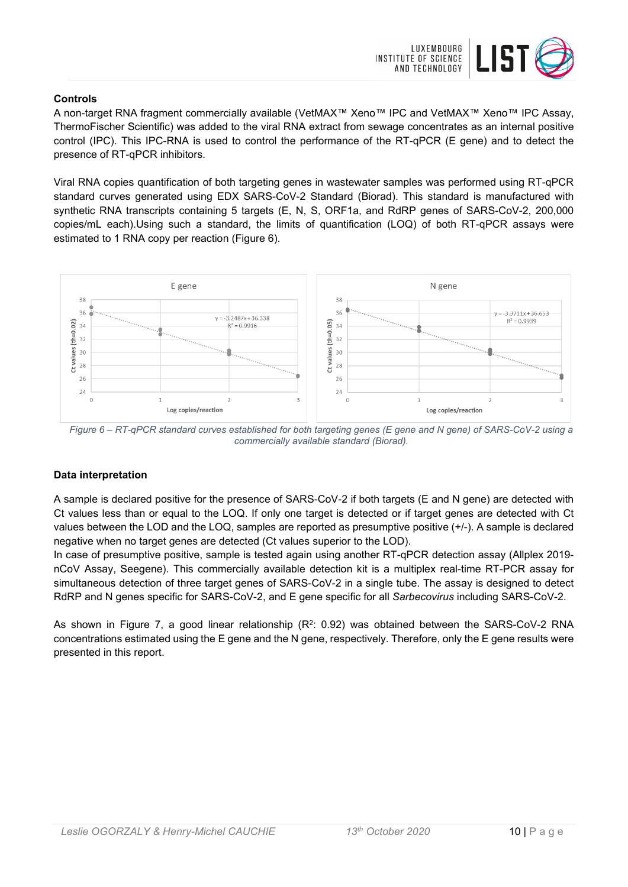### Controls

A non-target RNA fragment commercially available (VetMAX™ Xeno™ IPC and VetMAX™ Xeno™ IPC Assay, ThermoFischer Scientific) was added to the viral RNA extract from sewage concentrates as an internal positive control (IPC). This IPC-RNA is used to control the performance of the RT-qPCR (E gene) and to detect the presence of RT-qPCR inhibitors.

Viral RNA copies quantification of both targeting genes in wastewater samples was performed using RT-qPCR standard curves generated using EDX SARS-CoV-2 Standard (Biorad). This standard is manufactured with synthetic RNA transcripts containing 5 targets (E, N, S, ORF1a, and RdRP genes of SARS-CoV-2, 200,000 copies/mL each).Using such a standard, the limits of quantification (LOQ) of both RT-qPCR assays were estimated to 1 RNA copy per reaction (Figure 6).

*Figure 6 – RT-qPCR standard curves established for both targeting genes (E gene and N gene) of SARS-CoV-2 using a commercially available standard (Biorad).*

### Data interpretation

A sample is declared positive for the presence of SARS-CoV-2 if both targets (E and N gene) are detected with Ct values less than or equal to the LOQ. If only one target is detected or if target genes are detected with Ct values between the LOD and the LOQ, samples are reported as presumptive positive (+/-). A sample is declared negative when no target genes are detected (Ct values superior to the LOD).

In case of presumptive positive, sample is tested again using another RT-qPCR detection assay (Allplex 2019-nCoV Assay, Seegene). This commercially available detection kit is a multiplex real-time RT-PCR assay for simultaneous detection of three target genes of SARS-CoV-2 in a single tube. The assay is designed to detect RdRP and N genes specific for SARS-CoV-2, and E gene specific for all *Sarbecovirus* including SARS-CoV-2.

As shown in Figure 7, a good linear relationship ($R^2$: 0.92) was obtained between the SARS-CoV-2 RNA concentrations estimated using the E gene and the N gene, respectively. Therefore, only the E gene results were presented in this report.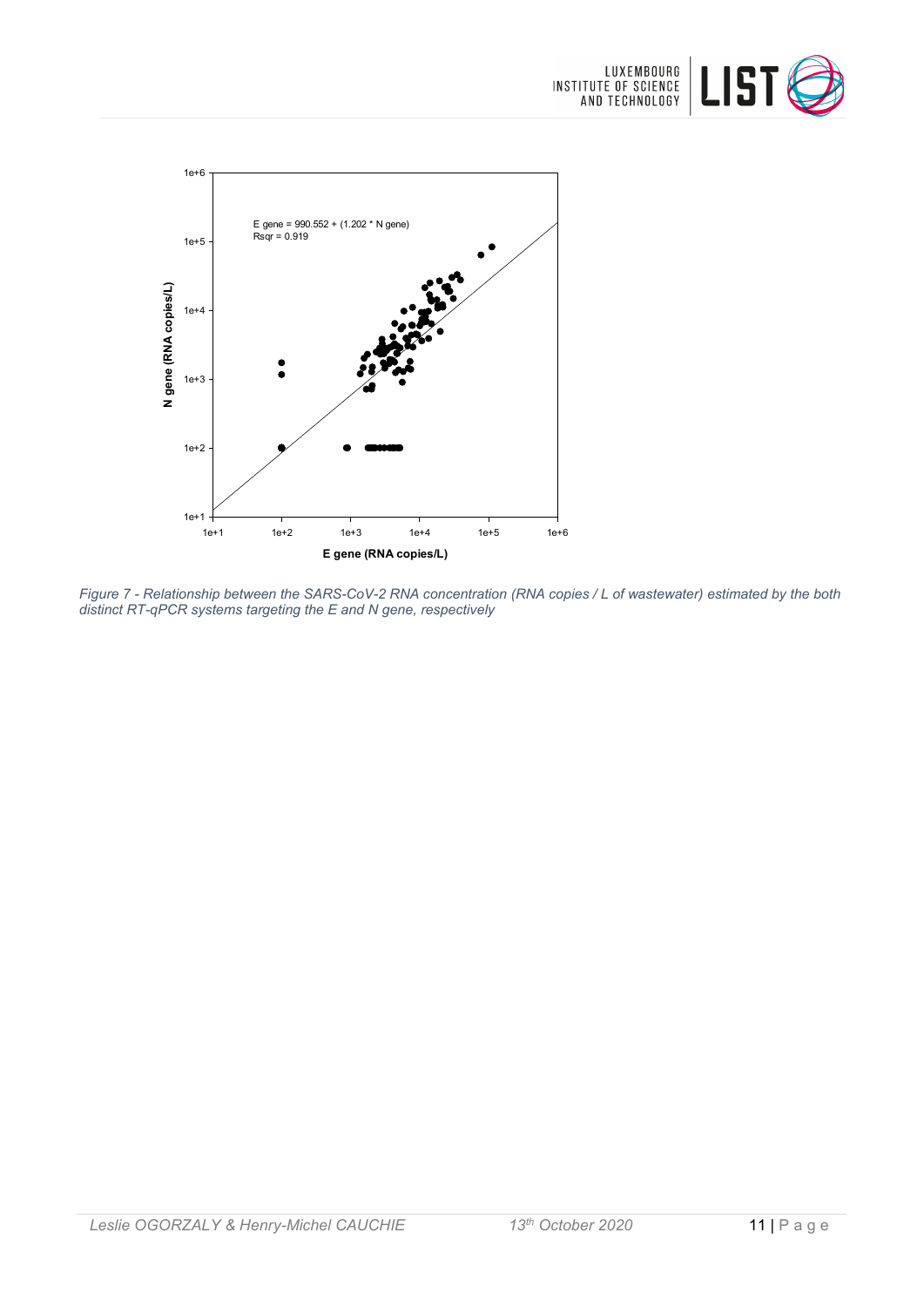E gene = 990.552 + (1.202 * N gene)
Rsqr = 0.919

N gene (RNA copies/L)

1e+6
1e+5
1e+4
1e+3
1e+2
1e+1

1e+1 1e+2 1e+3 1e+4 1e+5 1e+6

E gene (RNA copies/L)

*Figure 7 - Relationship between the SARS-CoV-2 RNA concentration (RNA copies / L of wastewater) estimated by the both distinct RT-qPCR systems targeting the E and N gene, respectively*